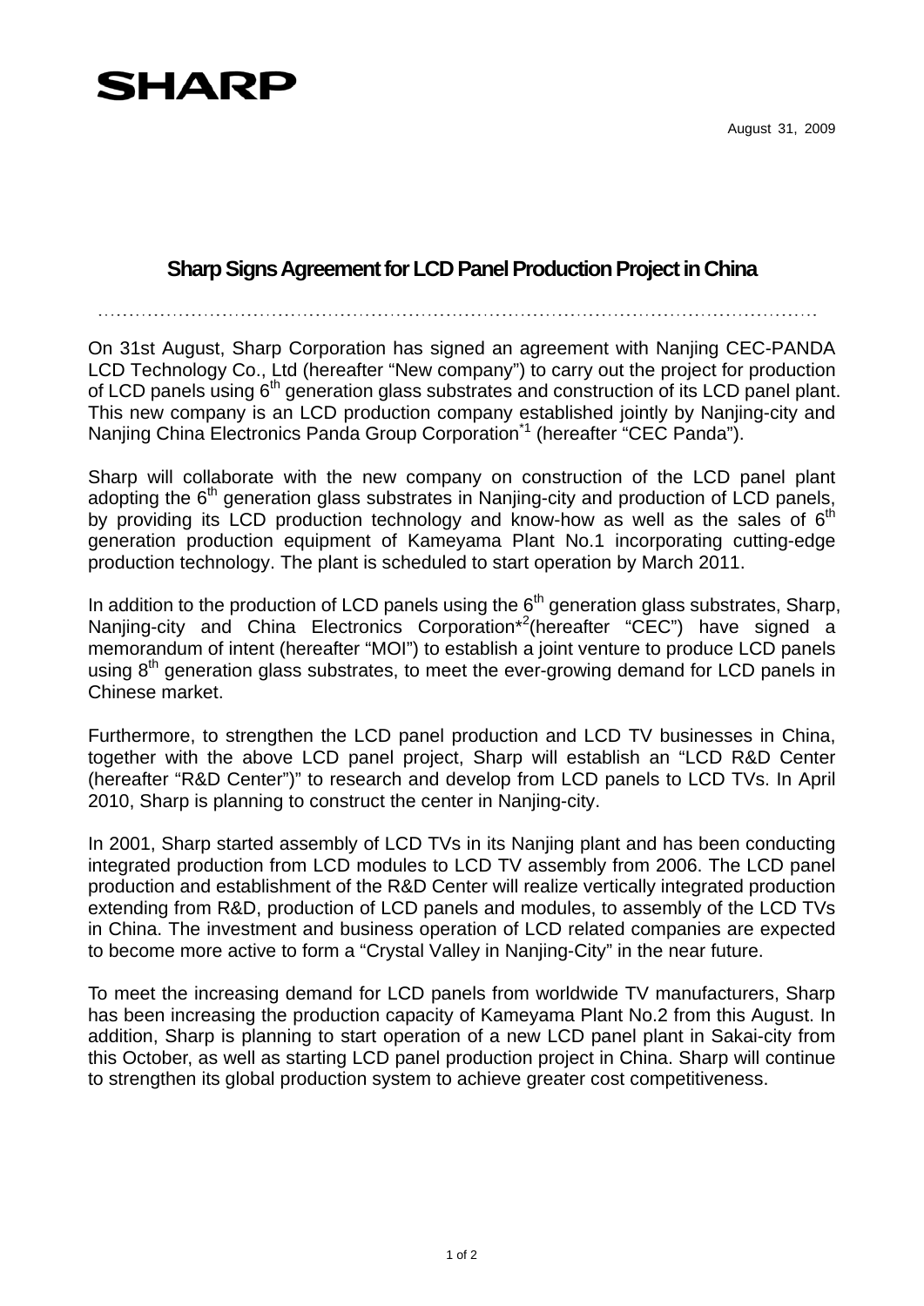SHARP

August 31, 2009

# Sharp Signs Agreement for LCD Panel Production Project in China

On 31st August, Sharp Corporation has signed an agreement with Nanjing CEC-PANDA LCD Technology Co., Ltd (hereafter "New company") to carry out the project for production of LCD panels using 6th generation glass substrates and construction of its LCD panel plant. This new company is an LCD production company established jointly by Nanjing-city and Nanjing China Electronics Panda Group Corporation*1 (hereafter "CEC Panda").

Sharp will collaborate with the new company on construction of the LCD panel plant adopting the 6th generation glass substrates in Nanjing-city and production of LCD panels, by providing its LCD production technology and know-how as well as the sales of 6th generation production equipment of Kameyama Plant No.1 incorporating cutting-edge production technology. The plant is scheduled to start operation by March 2011.

In addition to the production of LCD panels using the 6th generation glass substrates, Sharp, Nanjing-city and China Electronics Corporation*2(hereafter "CEC") have signed a memorandum of intent (hereafter "MOI") to establish a joint venture to produce LCD panels using 8th generation glass substrates, to meet the ever-growing demand for LCD panels in Chinese market.

Furthermore, to strengthen the LCD panel production and LCD TV businesses in China, together with the above LCD panel project, Sharp will establish an "LCD R&D Center (hereafter "R&D Center")" to research and develop from LCD panels to LCD TVs. In April 2010, Sharp is planning to construct the center in Nanjing-city.

In 2001, Sharp started assembly of LCD TVs in its Nanjing plant and has been conducting integrated production from LCD modules to LCD TV assembly from 2006. The LCD panel production and establishment of the R&D Center will realize vertically integrated production extending from R&D, production of LCD panels and modules, to assembly of the LCD TVs in China. The investment and business operation of LCD related companies are expected to become more active to form a "Crystal Valley in Nanjing-City" in the near future.

To meet the increasing demand for LCD panels from worldwide TV manufacturers, Sharp has been increasing the production capacity of Kameyama Plant No.2 from this August. In addition, Sharp is planning to start operation of a new LCD panel plant in Sakai-city from this October, as well as starting LCD panel production project in China. Sharp will continue to strengthen its global production system to achieve greater cost competitiveness.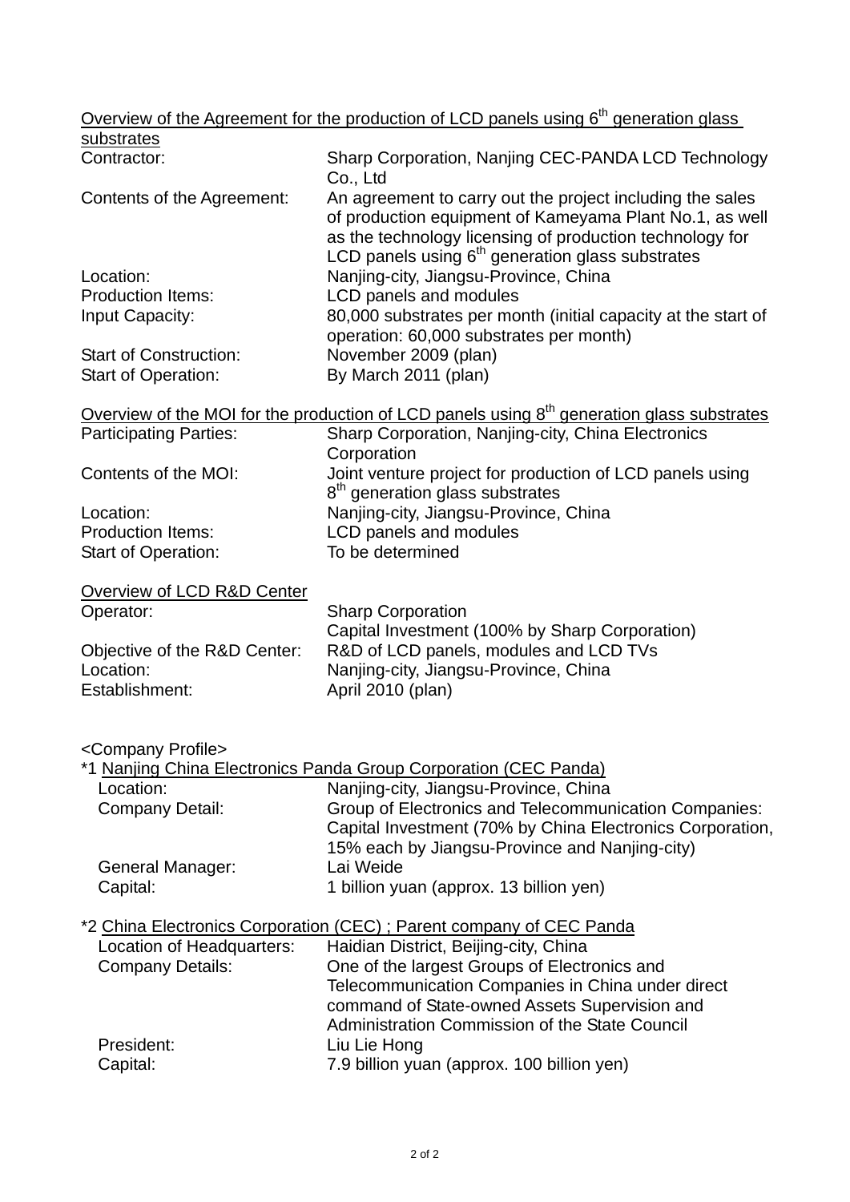Overview of the Agreement for the production of LCD panels using 6th generation glass substrates

| | |
|---|---|
| Contractor: | Sharp Corporation, Nanjing CEC-PANDA LCD Technology Co., Ltd |
| Contents of the Agreement: | An agreement to carry out the project including the sales of production equipment of Kameyama Plant No.1, as well as the technology licensing of production technology for LCD panels using 6th generation glass substrates |
| Location: | Nanjing-city, Jiangsu-Province, China |
| Production Items: | LCD panels and modules |
| Input Capacity: | 80,000 substrates per month (initial capacity at the start of operation: 60,000 substrates per month) |
| Start of Construction: | November 2009 (plan) |
| Start of Operation: | By March 2011 (plan) |

Overview of the MOI for the production of LCD panels using 8th generation glass substrates

| | |
|---|---|
| Participating Parties: | Sharp Corporation, Nanjing-city, China Electronics Corporation |
| Contents of the MOI: | Joint venture project for production of LCD panels using 8th generation glass substrates |
| Location: | Nanjing-city, Jiangsu-Province, China |
| Production Items: | LCD panels and modules |
| Start of Operation: | To be determined |

Overview of LCD R&D Center

| | |
|---|---|
| Operator: | Sharp Corporation<br>Capital Investment (100% by Sharp Corporation) |
| Objective of the R&D Center: | R&D of LCD panels, modules and LCD TVs |
| Location: | Nanjing-city, Jiangsu-Province, China |
| Establishment: | April 2010 (plan) |

<Company Profile>

*1 Nanjing China Electronics Panda Group Corporation (CEC Panda)

| | |
|---|---|
| Location: | Nanjing-city, Jiangsu-Province, China |
| Company Detail: | Group of Electronics and Telecommunication Companies: Capital Investment (70% by China Electronics Corporation, 15% each by Jiangsu-Province and Nanjing-city) |
| General Manager: | Lai Weide |
| Capital: | 1 billion yuan (approx. 13 billion yen) |

*2 China Electronics Corporation (CEC) ; Parent company of CEC Panda

| | |
|---|---|
| Location of Headquarters: | Haidian District, Beijing-city, China |
| Company Details: | One of the largest Groups of Electronics and Telecommunication Companies in China under direct command of State-owned Assets Supervision and Administration Commission of the State Council |
| President: | Liu Lie Hong |
| Capital: | 7.9 billion yuan (approx. 100 billion yen) |